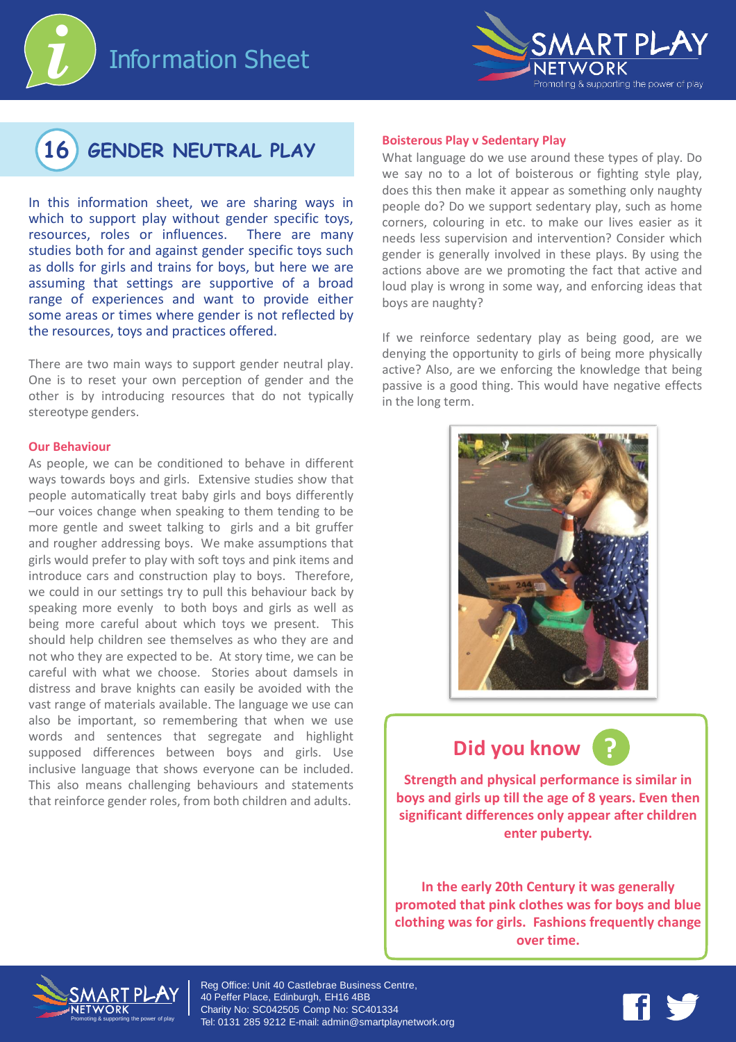# Information Sheet

## 16 GENDER NEUTRAL PLAY

In this information sheet, we are sharing ways in which to support play without gender specific toys, resources, roles or influences. There are many studies both for and against gender specific toys such as dolls for girls and trains for boys, but here we are assuming that settings are supportive of a broad range of experiences and want to provide either some areas or times where gender is not reflected by the resources, toys and practices offered.

There are two main ways to support gender neutral play. One is to reset your own perception of gender and the other is by introducing resources that do not typically stereotype genders.

### Our Behaviour

As people, we can be conditioned to behave in different ways towards boys and girls. Extensive studies show that people automatically treat baby girls and boys differently –our voices change when speaking to them tending to be more gentle and sweet talking to girls and a bit gruffer and rougher addressing boys. We make assumptions that girls would prefer to play with soft toys and pink items and introduce cars and construction play to boys. Therefore, we could in our settings try to pull this behaviour back by speaking more evenly to both boys and girls as well as being more careful about which toys we present. This should help children see themselves as who they are and not who they are expected to be. At story time, we can be careful with what we choose. Stories about damsels in distress and brave knights can easily be avoided with the vast range of materials available. The language we use can also be important, so remembering that when we use words and sentences that segregate and highlight supposed differences between boys and girls. Use inclusive language that shows everyone can be included. This also means challenging behaviours and statements that reinforce gender roles, from both children and adults.

### Boisterous Play v Sedentary Play

What language do we use around these types of play. Do we say no to a lot of boisterous or fighting style play, does this then make it appear as something only naughty people do? Do we support sedentary play, such as home corners, colouring in etc. to make our lives easier as it needs less supervision and intervention? Consider which gender is generally involved in these plays. By using the actions above are we promoting the fact that active and loud play is wrong in some way, and enforcing ideas that boys are naughty?

If we reinforce sedentary play as being good, are we denying the opportunity to girls of being more physically active? Also, are we enforcing the knowledge that being passive is a good thing. This would have negative effects in the long term.

### Did you know ?

**Strength and physical performance is similar in boys and girls up till the age of 8 years. Even then significant differences only appear after children enter puberty.**

**In the early 20th Century it was generally promoted that pink clothes was for boys and blue clothing was for girls. Fashions frequently change over time.**

Reg Office: Unit 40 Castlebrae Business Centre, 40 Peffer Place, Edinburgh, EH16 4BB
Charity No: SC042505 Comp No: SC401334
Tel: 0131 285 9212 E-mail: admin@smartplaynetwork.org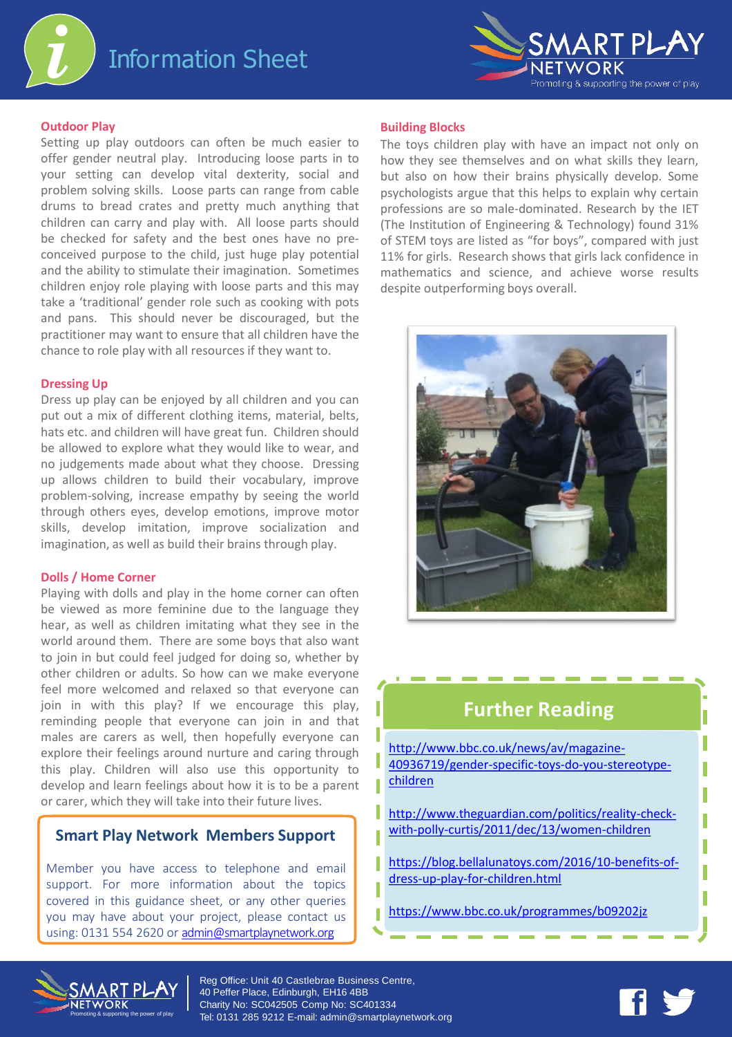# Information Sheet

### Outdoor Play

Setting up play outdoors can often be much easier to offer gender neutral play. Introducing loose parts in to your setting can develop vital dexterity, social and problem solving skills. Loose parts can range from cable drums to bread crates and pretty much anything that children can carry and play with. All loose parts should be checked for safety and the best ones have no pre-conceived purpose to the child, just huge play potential and the ability to stimulate their imagination. Sometimes children enjoy role playing with loose parts and this may take a 'traditional' gender role such as cooking with pots and pans. This should never be discouraged, but the practitioner may want to ensure that all children have the chance to role play with all resources if they want to.

### Dressing Up

Dress up play can be enjoyed by all children and you can put out a mix of different clothing items, material, belts, hats etc. and children will have great fun. Children should be allowed to explore what they would like to wear, and no judgements made about what they choose. Dressing up allows children to build their vocabulary, improve problem-solving, increase empathy by seeing the world through others eyes, develop emotions, improve motor skills, develop imitation, improve socialization and imagination, as well as build their brains through play.

### Dolls / Home Corner

Playing with dolls and play in the home corner can often be viewed as more feminine due to the language they hear, as well as children imitating what they see in the world around them. There are some boys that also want to join in but could feel judged for doing so, whether by other children or adults. So how can we make everyone feel more welcomed and relaxed so that everyone can join in with this play? If we encourage this play, reminding people that everyone can join in and that males are carers as well, then hopefully everyone can explore their feelings around nurture and caring through this play. Children will also use this opportunity to develop and learn feelings about how it is to be a parent or carer, which they will take into their future lives.

### Smart Play Network Members Support

Member you have access to telephone and email support. For more information about the topics covered in this guidance sheet, or any other queries you may have about your project, please contact us using: 0131 554 2620 or admin@smartplaynetwork.org

### Building Blocks

The toys children play with have an impact not only on how they see themselves and on what skills they learn, but also on how their brains physically develop. Some psychologists argue that this helps to explain why certain professions are so male-dominated. Research by the IET (The Institution of Engineering & Technology) found 31% of STEM toys are listed as "for boys", compared with just 11% for girls. Research shows that girls lack confidence in mathematics and science, and achieve worse results despite outperforming boys overall.

### Further Reading

http://www.bbc.co.uk/news/av/magazine-40936719/gender-specific-toys-do-you-stereotype-children

http://www.theguardian.com/politics/reality-check-with-polly-curtis/2011/dec/13/women-children

https://blog.bellalunatoys.com/2016/10-benefits-of-dress-up-play-for-children.html

https://www.bbc.co.uk/programmes/b09202jz

Reg Office: Unit 40 Castlebrae Business Centre,
40 Peffer Place, Edinburgh, EH16 4BB
Charity No: SC042505 Comp No: SC401334
Tel: 0131 285 9212 E-mail: admin@smartplaynetwork.org